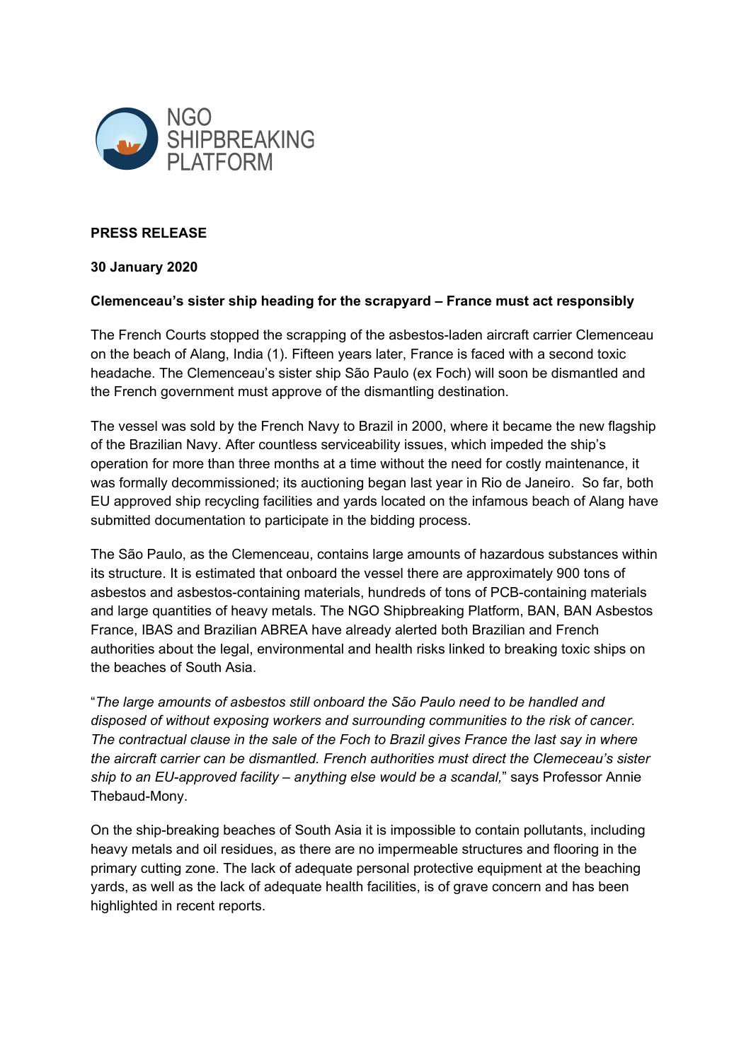NGO SHIPBREAKING PLATFORM

**PRESS RELEASE**

**30 January 2020**

**Clemenceau's sister ship heading for the scrapyard – France must act responsibly**

The French Courts stopped the scrapping of the asbestos-laden aircraft carrier Clemenceau on the beach of Alang, India (1). Fifteen years later, France is faced with a second toxic headache. The Clemenceau's sister ship São Paulo (ex Foch) will soon be dismantled and the French government must approve of the dismantling destination.

The vessel was sold by the French Navy to Brazil in 2000, where it became the new flagship of the Brazilian Navy. After countless serviceability issues, which impeded the ship's operation for more than three months at a time without the need for costly maintenance, it was formally decommissioned; its auctioning began last year in Rio de Janeiro. So far, both EU approved ship recycling facilities and yards located on the infamous beach of Alang have submitted documentation to participate in the bidding process.

The São Paulo, as the Clemenceau, contains large amounts of hazardous substances within its structure. It is estimated that onboard the vessel there are approximately 900 tons of asbestos and asbestos-containing materials, hundreds of tons of PCB-containing materials and large quantities of heavy metals. The NGO Shipbreaking Platform, BAN, BAN Asbestos France, IBAS and Brazilian ABREA have already alerted both Brazilian and French authorities about the legal, environmental and health risks linked to breaking toxic ships on the beaches of South Asia.

"*The large amounts of asbestos still onboard the São Paulo need to be handled and disposed of without exposing workers and surrounding communities to the risk of cancer. The contractual clause in the sale of the Foch to Brazil gives France the last say in where the aircraft carrier can be dismantled. French authorities must direct the Clemeceau's sister ship to an EU-approved facility – anything else would be a scandal,*" says Professor Annie Thebaud-Mony.

On the ship-breaking beaches of South Asia it is impossible to contain pollutants, including heavy metals and oil residues, as there are no impermeable structures and flooring in the primary cutting zone. The lack of adequate personal protective equipment at the beaching yards, as well as the lack of adequate health facilities, is of grave concern and has been highlighted in recent reports.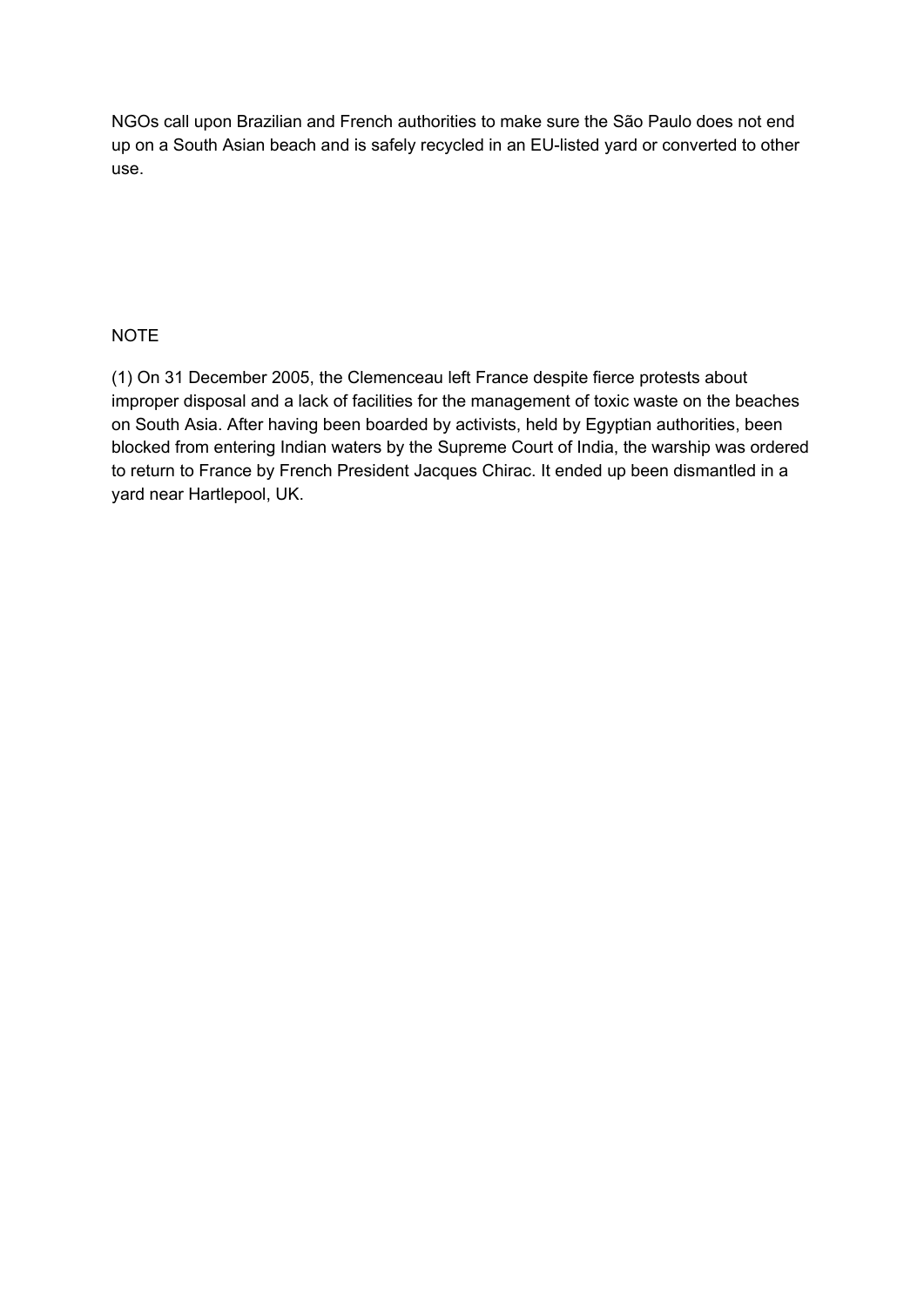NGOs call upon Brazilian and French authorities to make sure the São Paulo does not end up on a South Asian beach and is safely recycled in an EU-listed yard or converted to other use.

NOTE

(1) On 31 December 2005, the Clemenceau left France despite fierce protests about improper disposal and a lack of facilities for the management of toxic waste on the beaches on South Asia. After having been boarded by activists, held by Egyptian authorities, been blocked from entering Indian waters by the Supreme Court of India, the warship was ordered to return to France by French President Jacques Chirac. It ended up been dismantled in a yard near Hartlepool, UK.